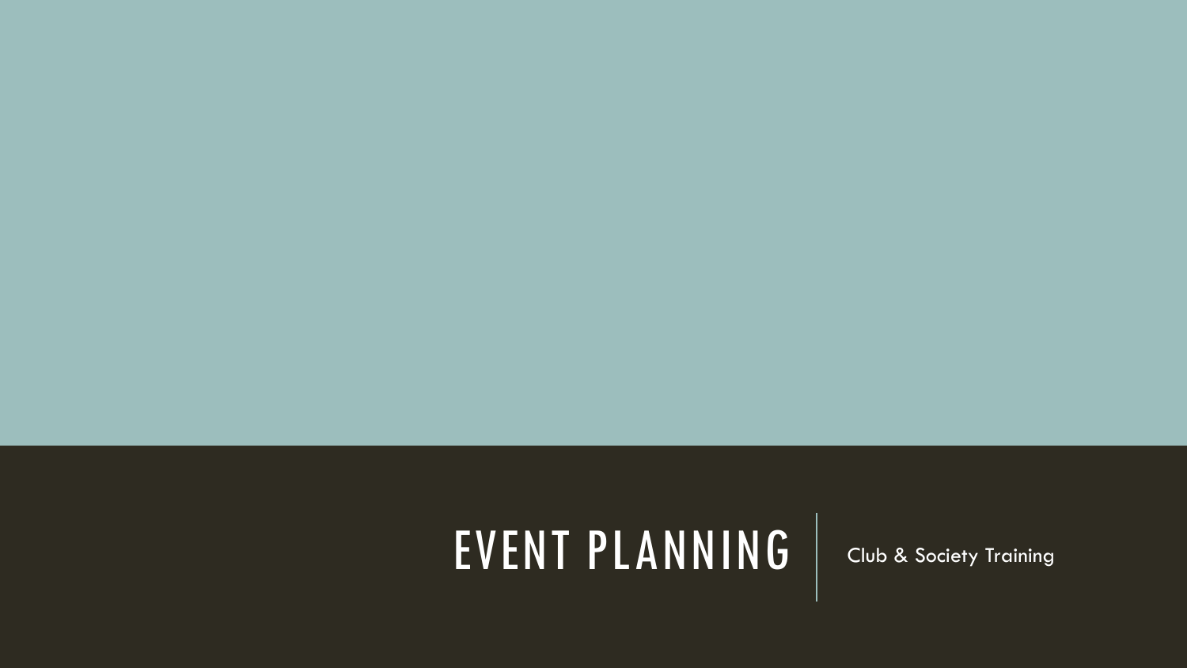# EVENT PLANNING

Club & Society Training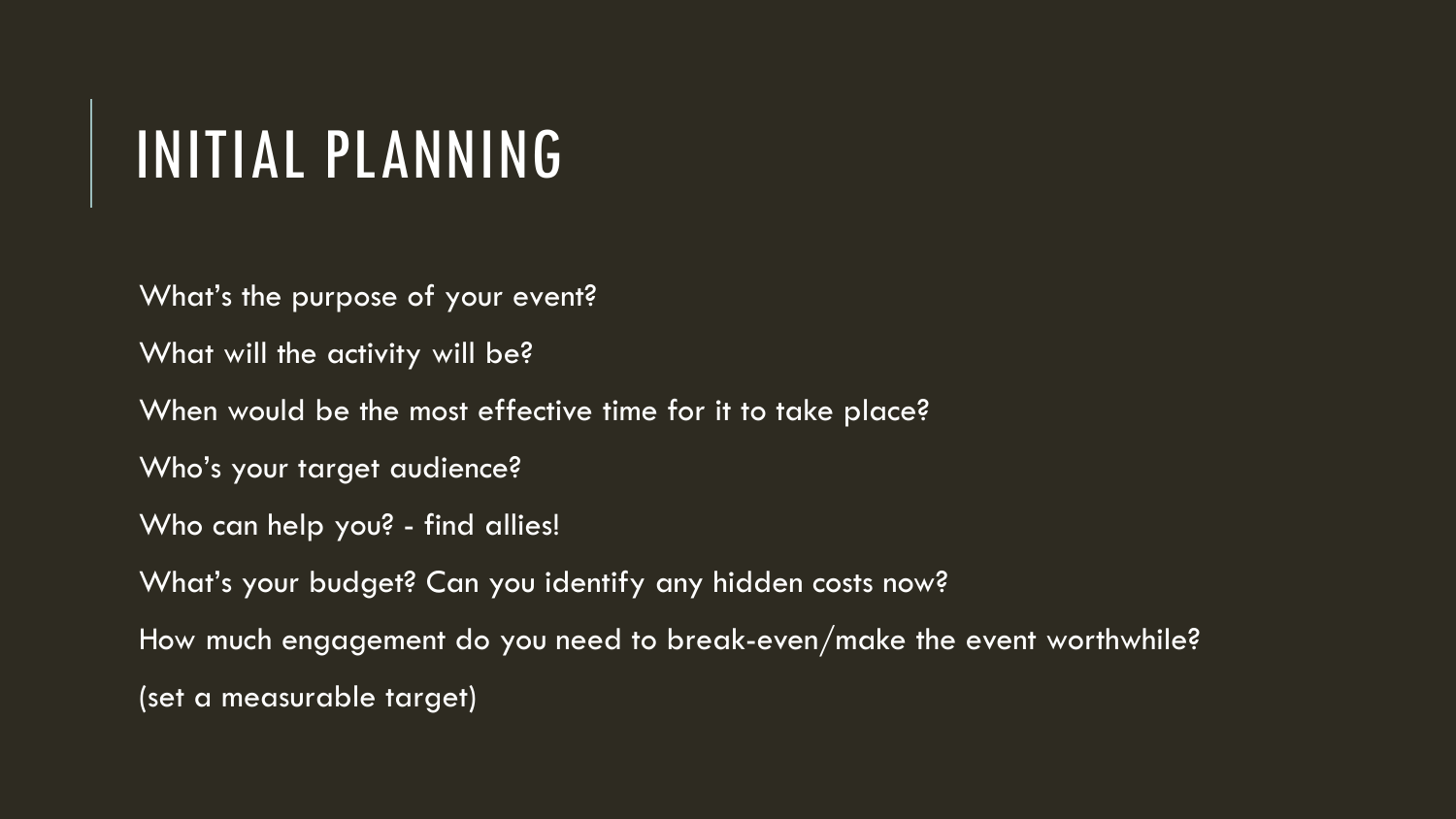# INITIAL PLANNING

What's the purpose of your event?

What will the activity will be?

When would be the most effective time for it to take place?

Who's your target audience?

Who can help you? - find allies!

What's your budget? Can you identify any hidden costs now?

How much engagement do you need to break-even/make the event worthwhile?

(set a measurable target)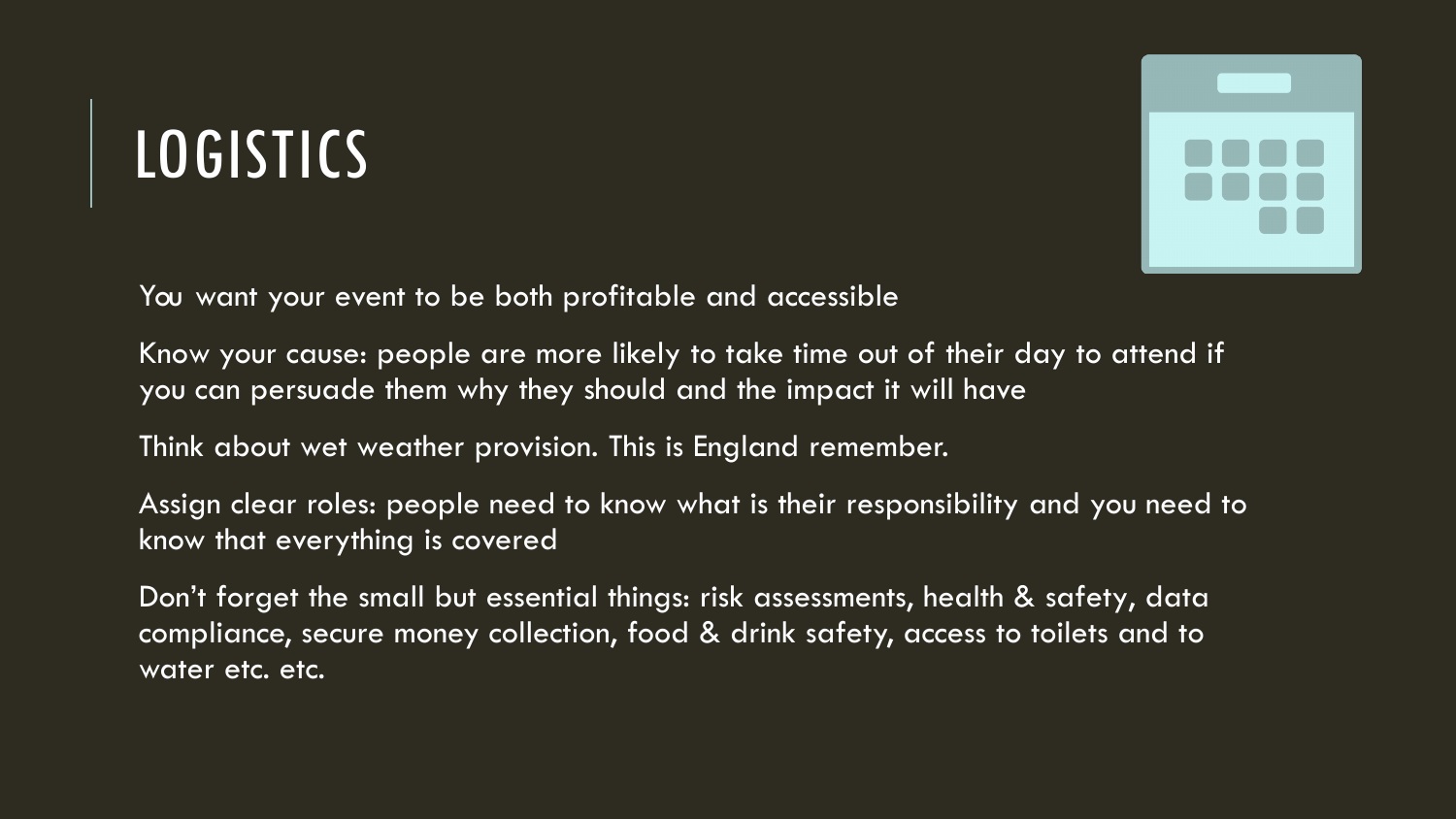# LOGISTICS

You want your event to be both profitable and accessible

Know your cause: people are more likely to take time out of their day to attend if you can persuade them why they should and the impact it will have

Think about wet weather provision. This is England remember.

Assign clear roles: people need to know what is their responsibility and you need to know that everything is covered

Don't forget the small but essential things: risk assessments, health & safety, data compliance, secure money collection, food & drink safety, access to toilets and to water etc. etc.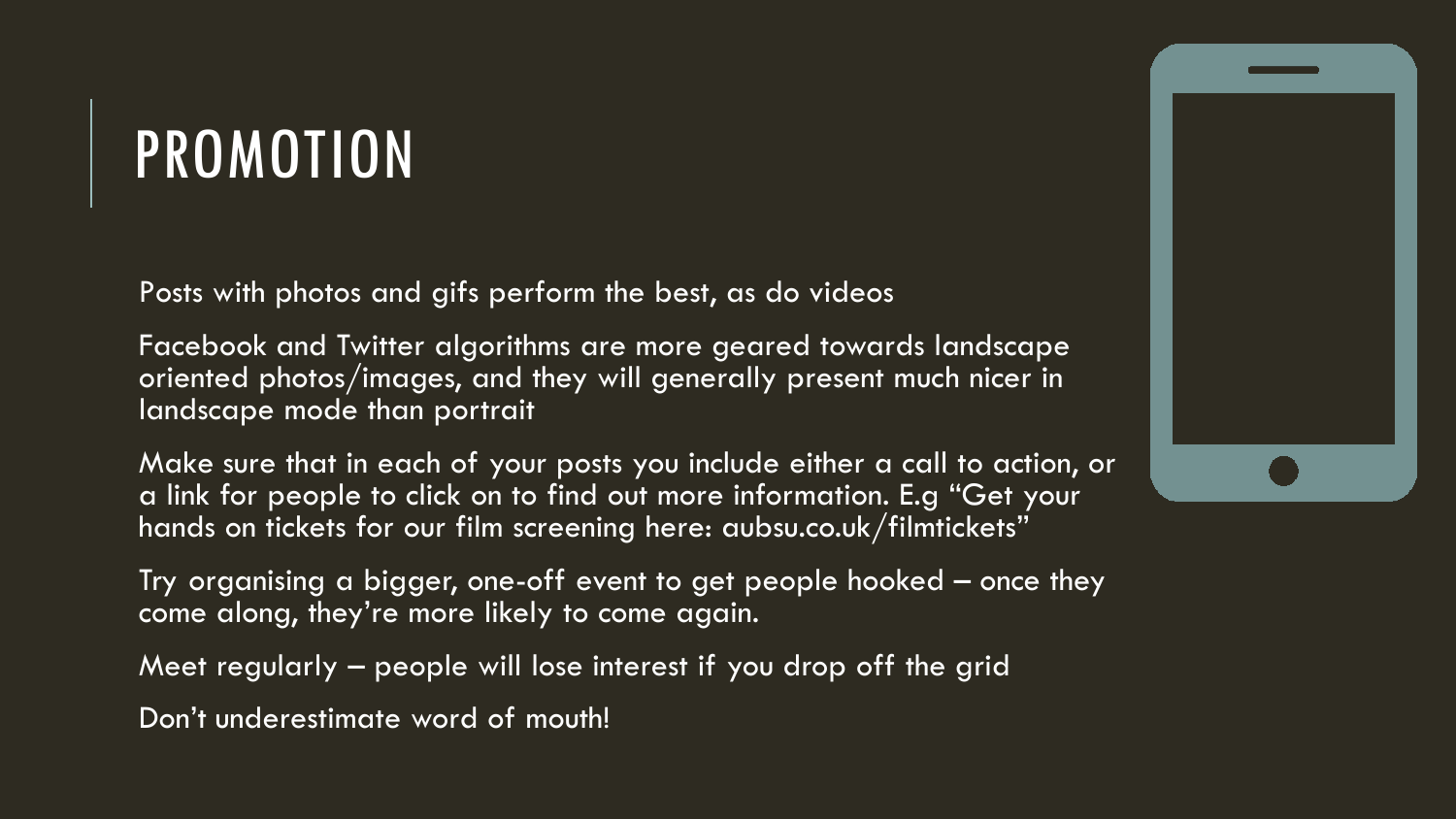# PROMOTION

Posts with photos and gifs perform the best, as do videos

Facebook and Twitter algorithms are more geared towards landscape oriented photos/images, and they will generally present much nicer in landscape mode than portrait

Make sure that in each of your posts you include either a call to action, or a link for people to click on to find out more information. E.g "Get your hands on tickets for our film screening here: aubsu.co.uk/filmtickets"

Try organising a bigger, one-off event to get people hooked – once they come along, they're more likely to come again.

Meet regularly – people will lose interest if you drop off the grid

Don't underestimate word of mouth!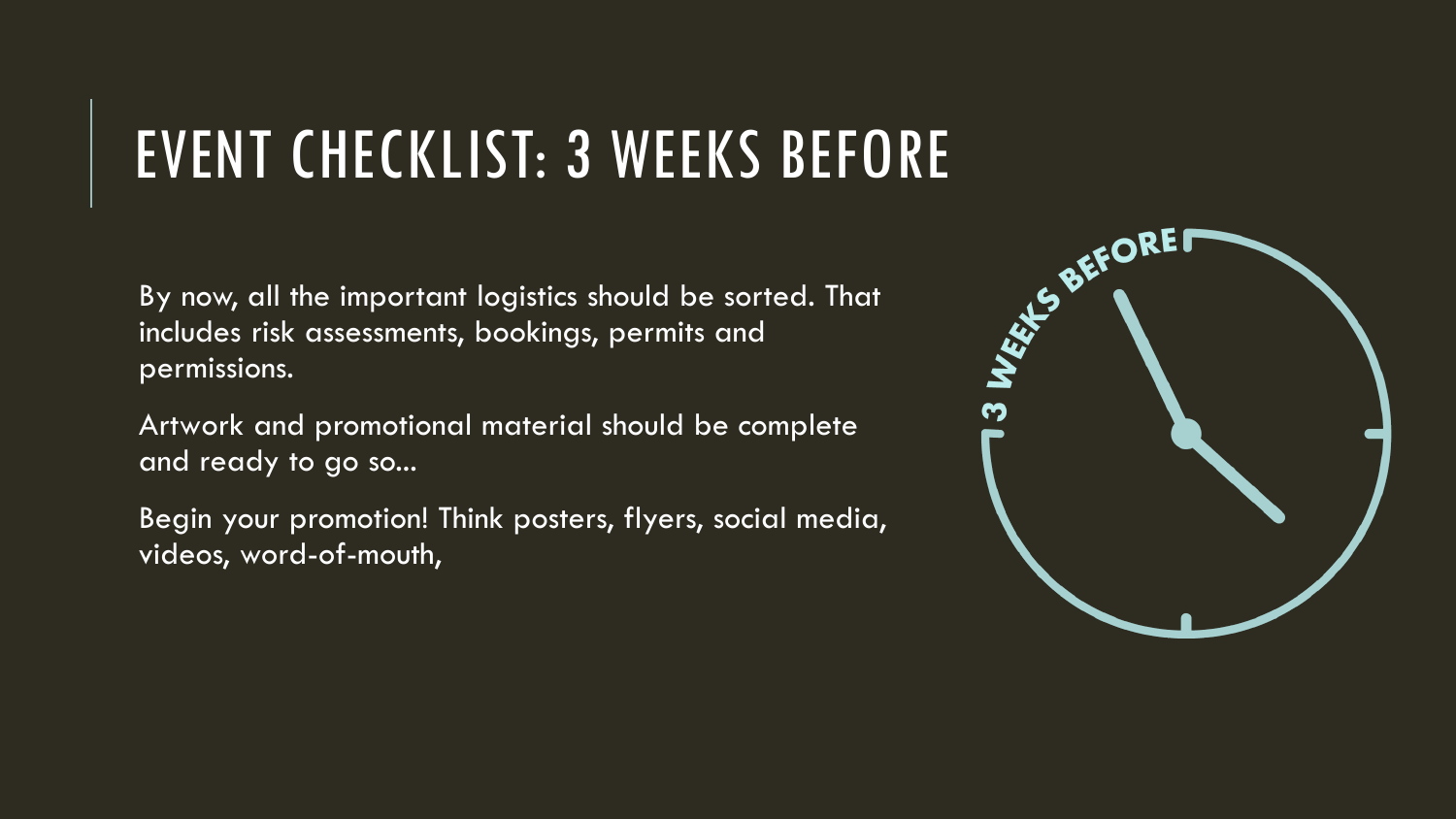# EVENT CHECKLIST: 3 WEEKS BEFORE

By now, all the important logistics should be sorted. That includes risk assessments, bookings, permits and permissions.

Artwork and promotional material should be complete and ready to go so...

Begin your promotion! Think posters, flyers, social media, videos, word-of-mouth,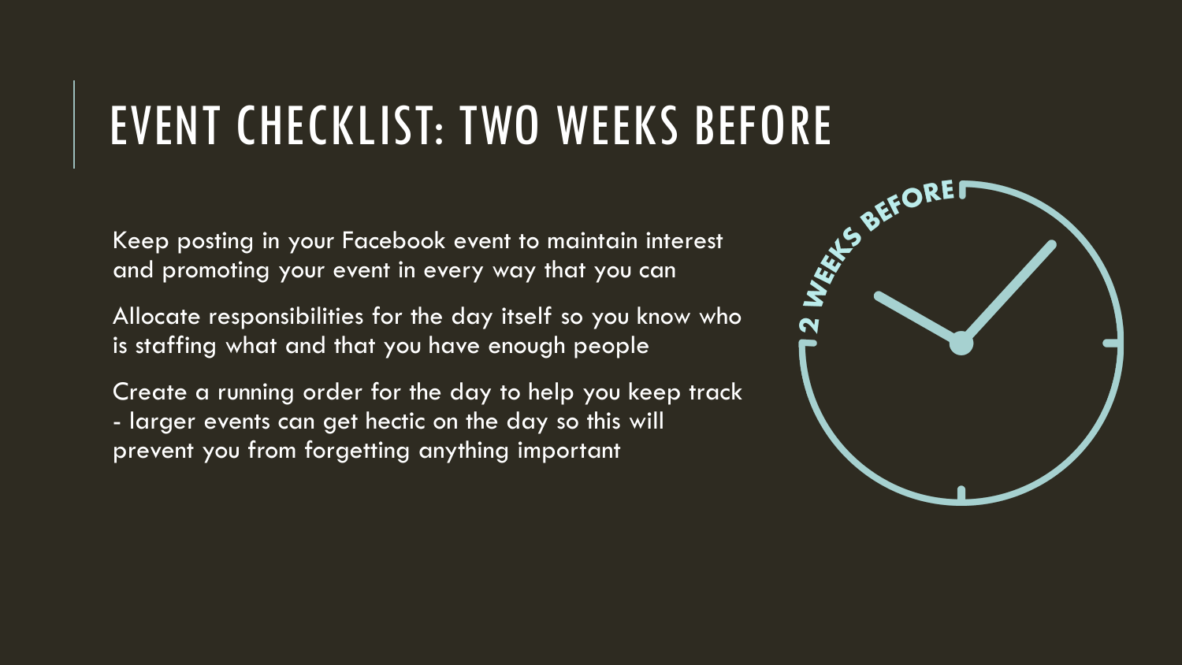# EVENT CHECKLIST: TWO WEEKS BEFORE

Keep posting in your Facebook event to maintain interest and promoting your event in every way that you can

Allocate responsibilities for the day itself so you know who is staffing what and that you have enough people

Create a running order for the day to help you keep track - larger events can get hectic on the day so this will prevent you from forgetting anything important

2 WEEKS BEFORE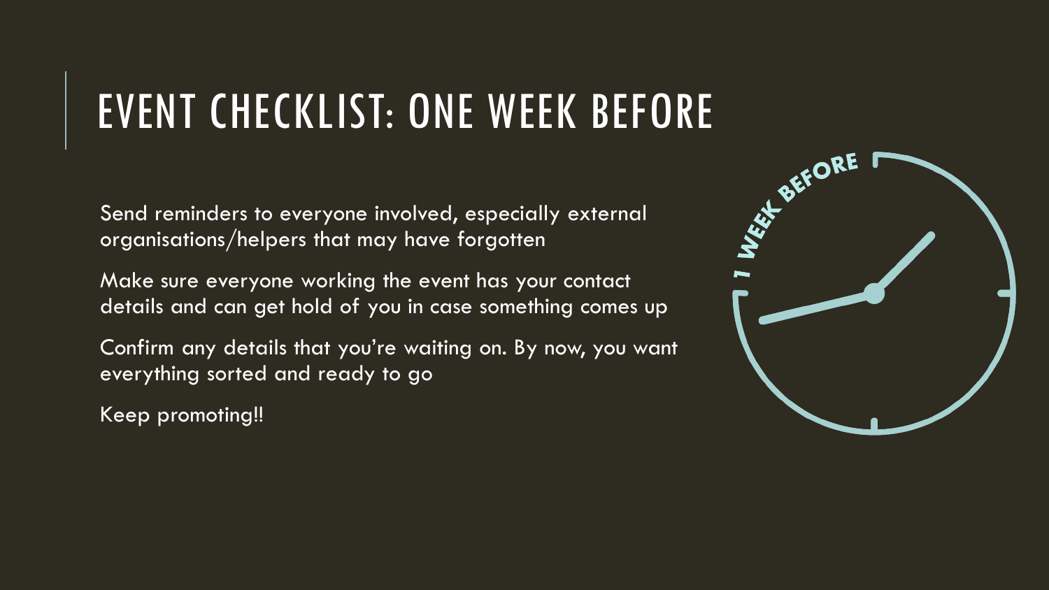# EVENT CHECKLIST: ONE WEEK BEFORE

Send reminders to everyone involved, especially external organisations/helpers that may have forgotten

Make sure everyone working the event has your contact details and can get hold of you in case something comes up

Confirm any details that you're waiting on. By now, you want everything sorted and ready to go

Keep promoting!!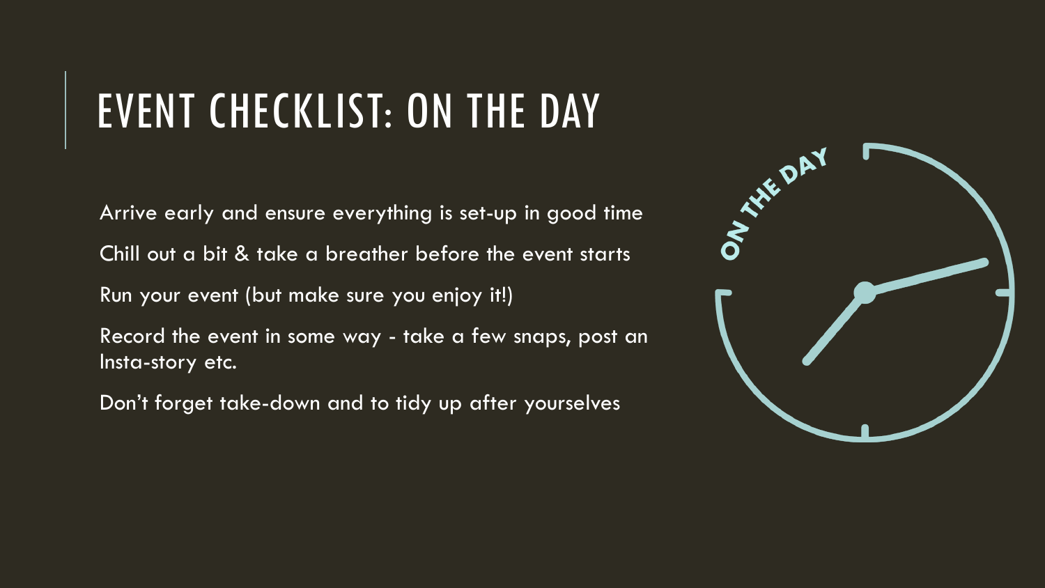# EVENT CHECKLIST: ON THE DAY

Arrive early and ensure everything is set-up in good time

Chill out a bit & take a breather before the event starts

Run your event (but make sure you enjoy it!)

Record the event in some way - take a few snaps, post an Insta-story etc.

Don't forget take-down and to tidy up after yourselves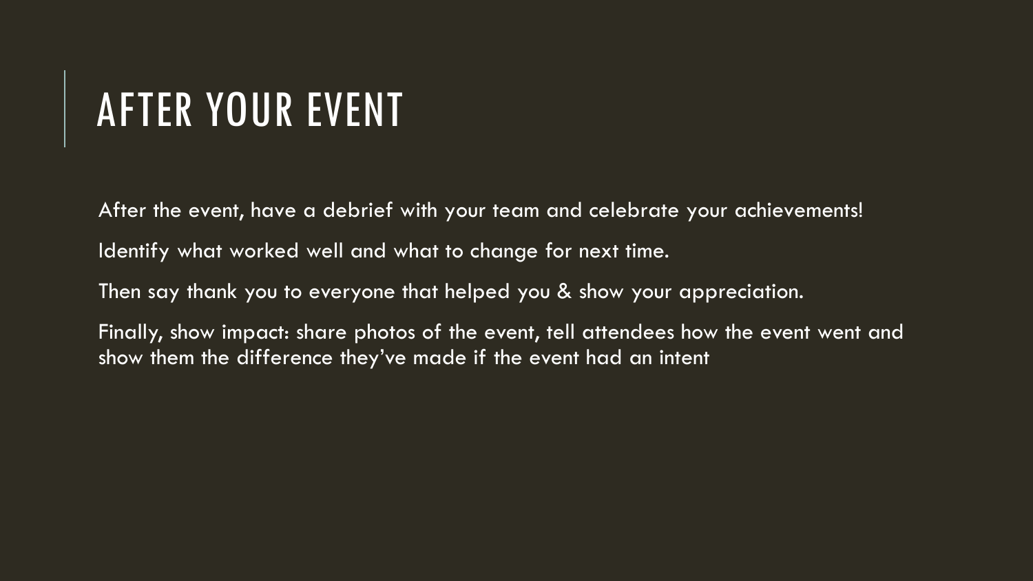# AFTER YOUR EVENT

After the event, have a debrief with your team and celebrate your achievements!

Identify what worked well and what to change for next time.

Then say thank you to everyone that helped you & show your appreciation.

Finally, show impact: share photos of the event, tell attendees how the event went and show them the difference they've made if the event had an intent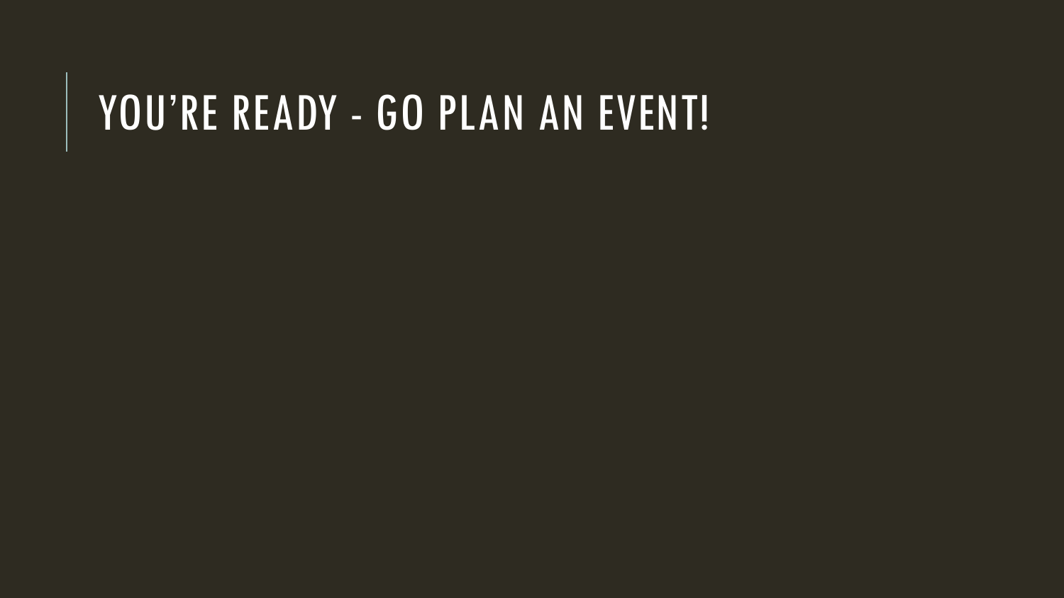# YOU’RE READY - GO PLAN AN EVENT!